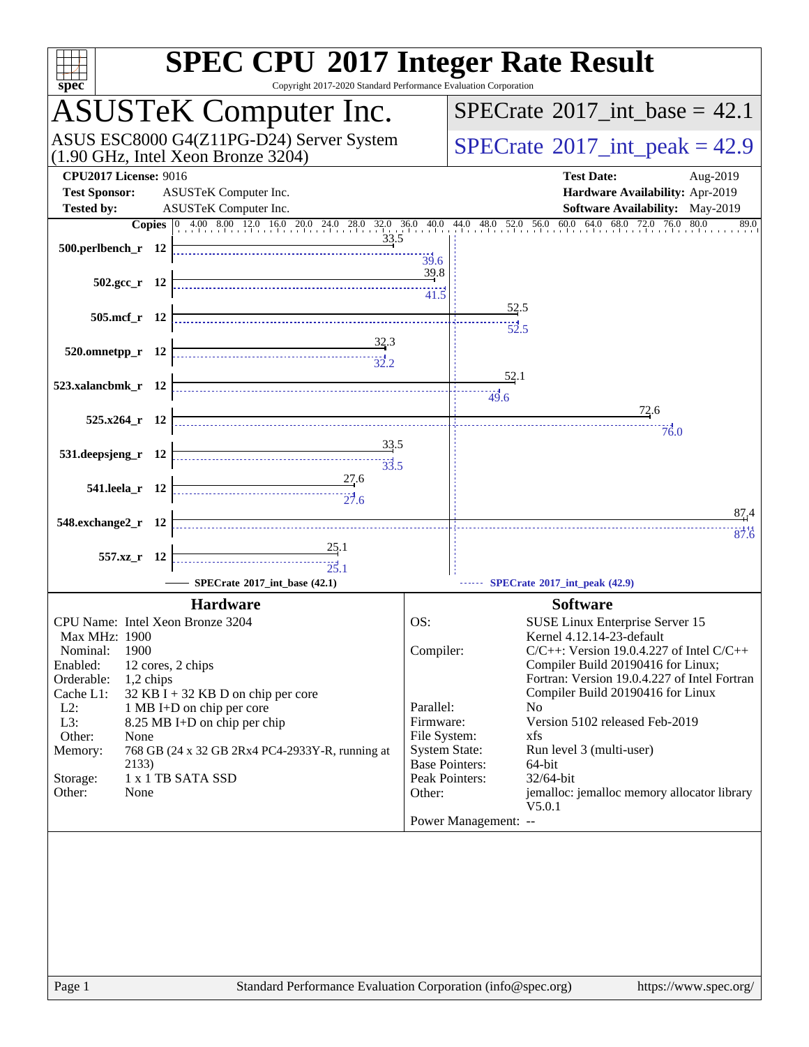# SPEC CPU 2017 Integer Rate Result

Copyright 2017-2020 Standard Performance Evaluation Corporation

## ASUSTeK Computer Inc.

ASUS ESC8000 G4(Z11PG-D24) Server System (1.90 GHz, Intel Xeon Bronze 3204)

**SPECrate 2017_int_base = 42.1**

**SPECrate 2017_int_peak = 42.9**

| | | | |
|---|---|---|---|
| **CPU2017 License:** | 9016 | **Test Date:** | Aug-2019 |
| **Test Sponsor:** | ASUSTeK Computer Inc. | **Hardware Availability:** | Apr-2019 |
| **Tested by:** | ASUSTeK Computer Inc. | **Software Availability:** | May-2019 |

| Benchmark | Copies | SPECrate 2017_int_base | SPECrate 2017_int_peak |
|---|---|---|---|
| 500.perlbench_r | 12 | 33.5 | 39.6 |
| 502.gcc_r | 12 | 39.8 | 41.5 |
| 505.mcf_r | 12 | 52.5 | 52.5 |
| 520.omnetpp_r | 12 | 32.3 | 32.2 |
| 523.xalancbmk_r | 12 | 52.1 | 49.6 |
| 525.x264_r | 12 | 72.6 | 76.0 |
| 531.deepsjeng_r | 12 | 33.5 | 33.5 |
| 541.leela_r | 12 | 27.6 | 27.6 |
| 548.exchange2_r | 12 | 87.4 | 87.6 |
| 557.xz_r | 12 | 25.1 | 25.1 |

SPECrate 2017_int_base (42.1) — SPECrate 2017_int_peak (42.9)

### Hardware

- **CPU Name:** Intel Xeon Bronze 3204
- **Max MHz:** 1900
- **Nominal:** 1900
- **Enabled:** 12 cores, 2 chips
- **Orderable:** 1,2 chips
- **Cache L1:** 32 KB I + 32 KB D on chip per core
- **L2:** 1 MB I+D on chip per core
- **L3:** 8.25 MB I+D on chip per chip
- **Other:** None
- **Memory:** 768 GB (24 x 32 GB 2Rx4 PC4-2933Y-R, running at 2133)
- **Storage:** 1 x 1 TB SATA SSD
- **Other:** None

### Software

- **OS:** SUSE Linux Enterprise Server 15, Kernel 4.12.14-23-default
- **Compiler:** C/C++: Version 19.0.4.227 of Intel C/C++ Compiler Build 20190416 for Linux; Fortran: Version 19.0.4.227 of Intel Fortran Compiler Build 20190416 for Linux
- **Parallel:** No
- **Firmware:** Version 5102 released Feb-2019
- **File System:** xfs
- **System State:** Run level 3 (multi-user)
- **Base Pointers:** 64-bit
- **Peak Pointers:** 32/64-bit
- **Other:** jemalloc: jemalloc memory allocator library V5.0.1
- **Power Management:** --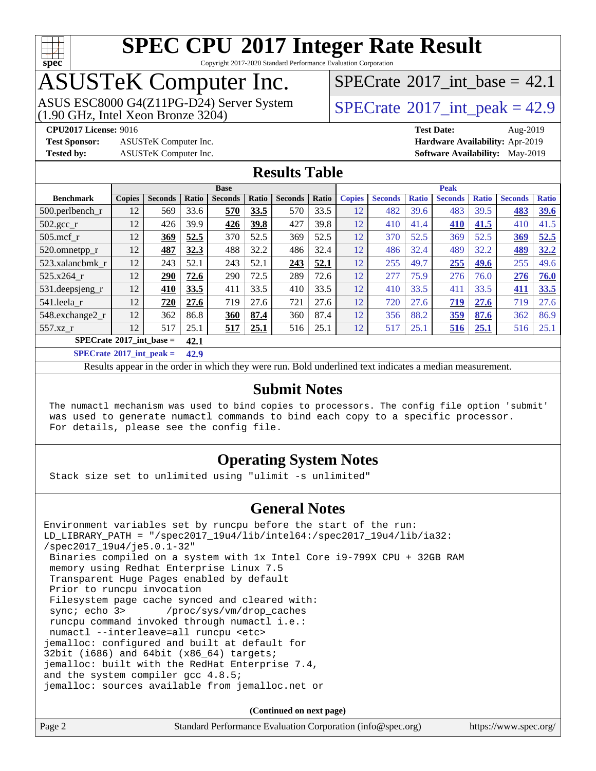# SPEC CPU 2017 Integer Rate Result

Copyright 2017-2020 Standard Performance Evaluation Corporation

# ASUSTeK Computer Inc.

ASUS ESC8000 G4(Z11PG-D24) Server System (1.90 GHz, Intel Xeon Bronze 3204)

SPECrate 2017_int_base = 42.1

SPECrate 2017_int_peak = 42.9

**CPU2017 License:** 9016
**Test Sponsor:** ASUSTeK Computer Inc.
**Tested by:** ASUSTeK Computer Inc.
**Test Date:** Aug-2019
**Hardware Availability:** Apr-2019
**Software Availability:** May-2019

## Results Table

| Benchmark | Base | | | | | | | Peak | | | | | | |
|---|---|---|---|---|---|---|---|---|---|---|---|---|---|---|
| | Copies | Seconds | Ratio | Seconds | Ratio | Seconds | Ratio | Copies | Seconds | Ratio | Seconds | Ratio | Seconds | Ratio |
| 500.perlbench_r | 12 | 569 | 33.6 | **570** | **33.5** | 570 | 33.5 | 12 | 482 | 39.6 | 483 | 39.5 | **483** | **39.6** |
| 502.gcc_r | 12 | 426 | 39.9 | **426** | **39.8** | 427 | 39.8 | 12 | 410 | 41.4 | **410** | **41.5** | 410 | 41.5 |
| 505.mcf_r | 12 | **369** | **52.5** | 370 | 52.5 | 369 | 52.5 | 12 | 370 | 52.5 | 369 | 52.5 | **369** | **52.5** |
| 520.omnetpp_r | 12 | **487** | **32.3** | 488 | 32.2 | 486 | 32.4 | 12 | 486 | 32.4 | 489 | 32.2 | **489** | **32.2** |
| 523.xalancbmk_r | 12 | 243 | 52.1 | 243 | 52.1 | **243** | **52.1** | 12 | 255 | 49.7 | **255** | **49.6** | 255 | 49.6 |
| 525.x264_r | 12 | **290** | **72.6** | 290 | 72.5 | 289 | 72.6 | 12 | 277 | 75.9 | 276 | 76.0 | **276** | **76.0** |
| 531.deepsjeng_r | 12 | **410** | **33.5** | 411 | 33.5 | 410 | 33.5 | 12 | 410 | 33.5 | 411 | 33.5 | **411** | **33.5** |
| 541.leela_r | 12 | **720** | **27.6** | 719 | 27.6 | 721 | 27.6 | 12 | 720 | 27.6 | **719** | **27.6** | 719 | 27.6 |
| 548.exchange2_r | 12 | 362 | 86.8 | **360** | **87.4** | 360 | 87.4 | 12 | 356 | 88.2 | **359** | **87.6** | 362 | 86.9 |
| 557.xz_r | 12 | 517 | 25.1 | **517** | **25.1** | 516 | 25.1 | 12 | 517 | 25.1 | **516** | **25.1** | 516 | 25.1 |

**SPECrate 2017_int_base = 42.1**

**SPECrate 2017_int_peak = 42.9**

Results appear in the order in which they were run. Bold underlined text indicates a median measurement.

## Submit Notes

```
The numactl mechanism was used to bind copies to processors. The config file option 'submit'
was used to generate numactl commands to bind each copy to a specific processor.
For details, please see the config file.
```

## Operating System Notes

```
Stack size set to unlimited using "ulimit -s unlimited"
```

## General Notes

```
Environment variables set by runcpu before the start of the run:
LD_LIBRARY_PATH = "/spec2017_19u4/lib/intel64:/spec2017_19u4/lib/ia32:
/spec2017_19u4/je5.0.1-32"
 Binaries compiled on a system with 1x Intel Core i9-799X CPU + 32GB RAM
 memory using Redhat Enterprise Linux 7.5
 Transparent Huge Pages enabled by default
 Prior to runcpu invocation
 Filesystem page cache synced and cleared with:
 sync; echo 3>       /proc/sys/vm/drop_caches
 runcpu command invoked through numactl i.e.:
 numactl --interleave=all runcpu <etc>
jemalloc: configured and built at default for
32bit (i686) and 64bit (x86_64) targets;
jemalloc: built with the RedHat Enterprise 7.4,
and the system compiler gcc 4.8.5;
jemalloc: sources available from jemalloc.net or
```

(Continued on next page)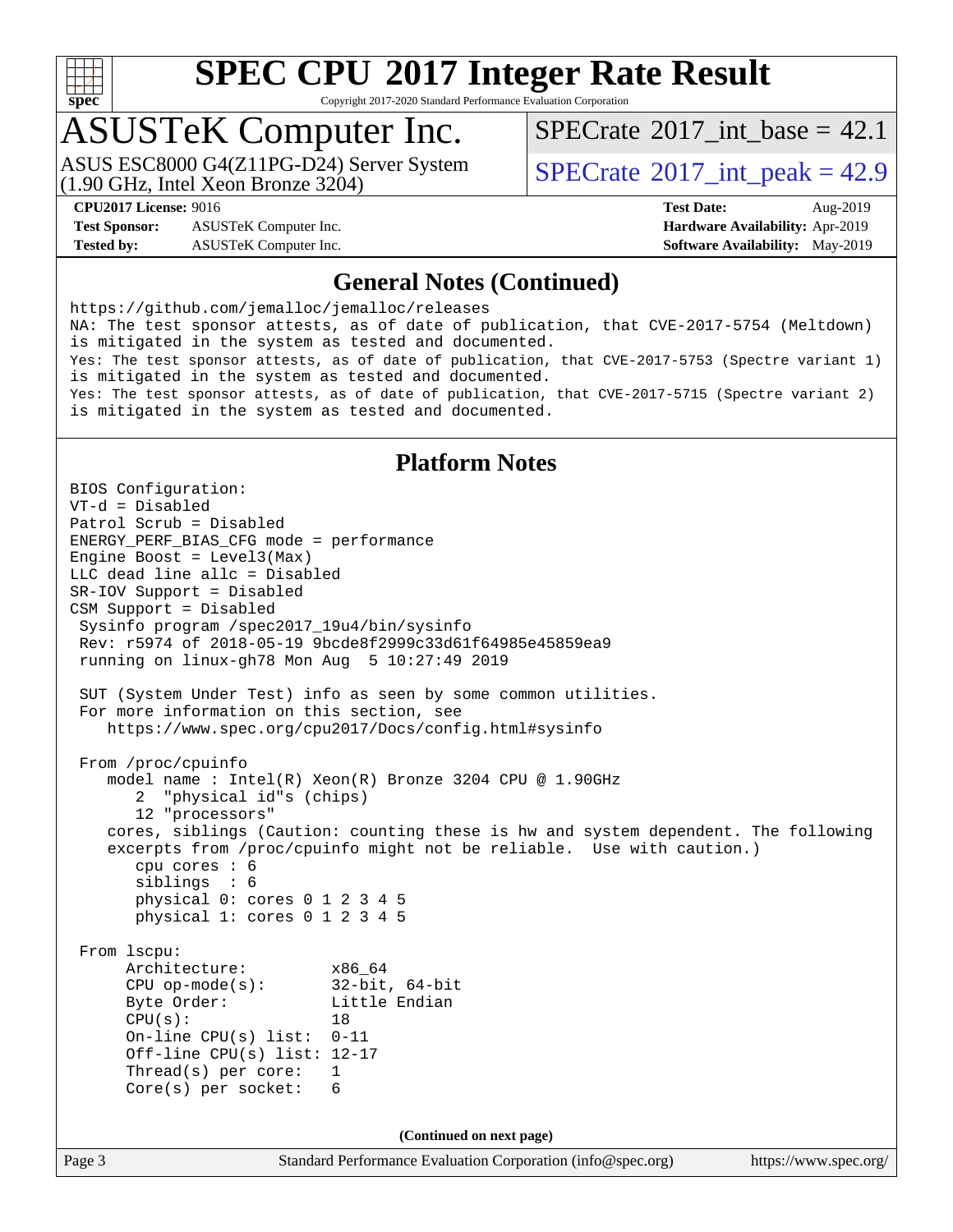## General Notes (Continued)

```
https://github.com/jemalloc/jemalloc/releases
NA: The test sponsor attests, as of date of publication, that CVE-2017-5754 (Meltdown)
is mitigated in the system as tested and documented.
Yes: The test sponsor attests, as of date of publication, that CVE-2017-5753 (Spectre variant 1)
is mitigated in the system as tested and documented.
Yes: The test sponsor attests, as of date of publication, that CVE-2017-5715 (Spectre variant 2)
is mitigated in the system as tested and documented.
```

## Platform Notes

```
BIOS Configuration:
VT-d = Disabled
Patrol Scrub = Disabled
ENERGY_PERF_BIAS_CFG mode = performance
Engine Boost = Level3(Max)
LLC dead line allc = Disabled
SR-IOV Support = Disabled
CSM Support = Disabled
 Sysinfo program /spec2017_19u4/bin/sysinfo
 Rev: r5974 of 2018-05-19 9bcde8f2999c33d61f64985e45859ea9
 running on linux-gh78 Mon Aug  5 10:27:49 2019

 SUT (System Under Test) info as seen by some common utilities.
 For more information on this section, see
    https://www.spec.org/cpu2017/Docs/config.html#sysinfo

 From /proc/cpuinfo
    model name : Intel(R) Xeon(R) Bronze 3204 CPU @ 1.90GHz
       2  "physical id"s (chips)
       12 "processors"
    cores, siblings (Caution: counting these is hw and system dependent. The following
    excerpts from /proc/cpuinfo might not be reliable.  Use with caution.)
       cpu cores : 6
       siblings  : 6
       physical 0: cores 0 1 2 3 4 5
       physical 1: cores 0 1 2 3 4 5

 From lscpu:
      Architecture:          x86_64
      CPU op-mode(s):        32-bit, 64-bit
      Byte Order:            Little Endian
      CPU(s):                18
      On-line CPU(s) list:  0-11
      Off-line CPU(s) list: 12-17
      Thread(s) per core:    1
      Core(s) per socket:    6
```

**(Continued on next page)**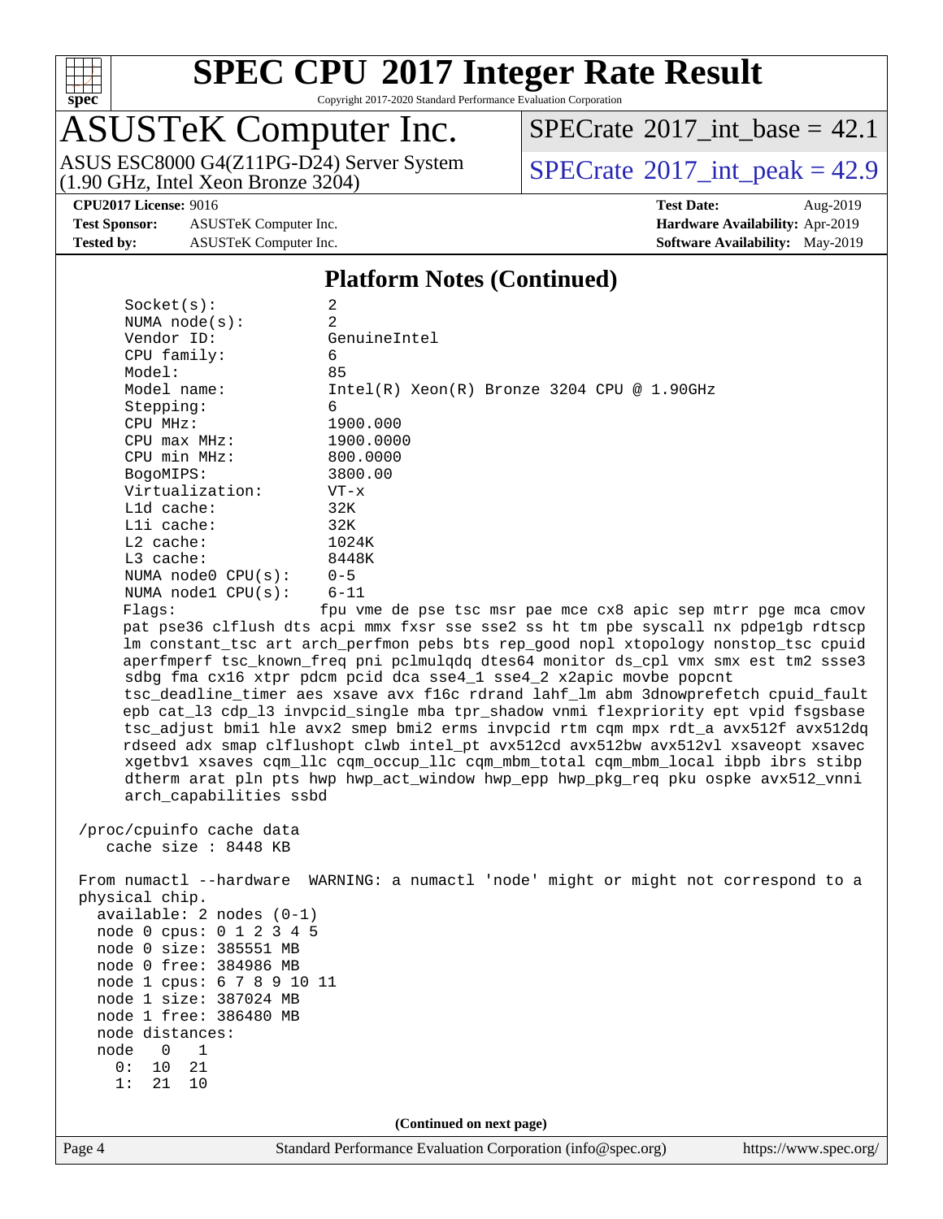## Platform Notes (Continued)

```
Socket(s):             2
NUMA node(s):          2
Vendor ID:             GenuineIntel
CPU family:            6
Model:                 85
Model name:            Intel(R) Xeon(R) Bronze 3204 CPU @ 1.90GHz
Stepping:              6
CPU MHz:               1900.000
CPU max MHz:           1900.0000
CPU min MHz:           800.0000
BogoMIPS:              3800.00
Virtualization:        VT-x
L1d cache:             32K
L1i cache:             32K
L2 cache:              1024K
L3 cache:              8448K
NUMA node0 CPU(s):     0-5
NUMA node1 CPU(s):     6-11
Flags:                 fpu vme de pse tsc msr pae mce cx8 apic sep mtrr pge mca cmov
pat pse36 clflush dts acpi mmx fxsr sse sse2 ss ht tm pbe syscall nx pdpe1gb rdtscp
lm constant_tsc art arch_perfmon pebs bts rep_good nopl xtopology nonstop_tsc cpuid
aperfmperf tsc_known_freq pni pclmulqdq dtes64 monitor ds_cpl vmx smx est tm2 ssse3
sdbg fma cx16 xtpr pdcm pcid dca sse4_1 sse4_2 x2apic movbe popcnt
tsc_deadline_timer aes xsave avx f16c rdrand lahf_lm abm 3dnowprefetch cpuid_fault
epb cat_l3 cdp_l3 invpcid_single mba tpr_shadow vnmi flexpriority ept vpid fsgsbase
tsc_adjust bmi1 hle avx2 smep bmi2 erms invpcid rtm cqm mpx rdt_a avx512f avx512dq
rdseed adx smap clflushopt clwb intel_pt avx512cd avx512bw avx512vl xsaveopt xsavec
xgetbv1 xsaves cqm_llc cqm_occup_llc cqm_mbm_total cqm_mbm_local ibpb ibrs stibp
dtherm arat pln pts hwp hwp_act_window hwp_epp hwp_pkg_req pku ospke avx512_vnni
arch_capabilities ssbd

/proc/cpuinfo cache data
   cache size : 8448 KB

From numactl --hardware  WARNING: a numactl 'node' might or might not correspond to a
physical chip.
  available: 2 nodes (0-1)
  node 0 cpus: 0 1 2 3 4 5
  node 0 size: 385551 MB
  node 0 free: 384986 MB
  node 1 cpus: 6 7 8 9 10 11
  node 1 size: 387024 MB
  node 1 free: 386480 MB
  node distances:
  node   0   1
    0:  10  21
    1:  21  10
```

(Continued on next page)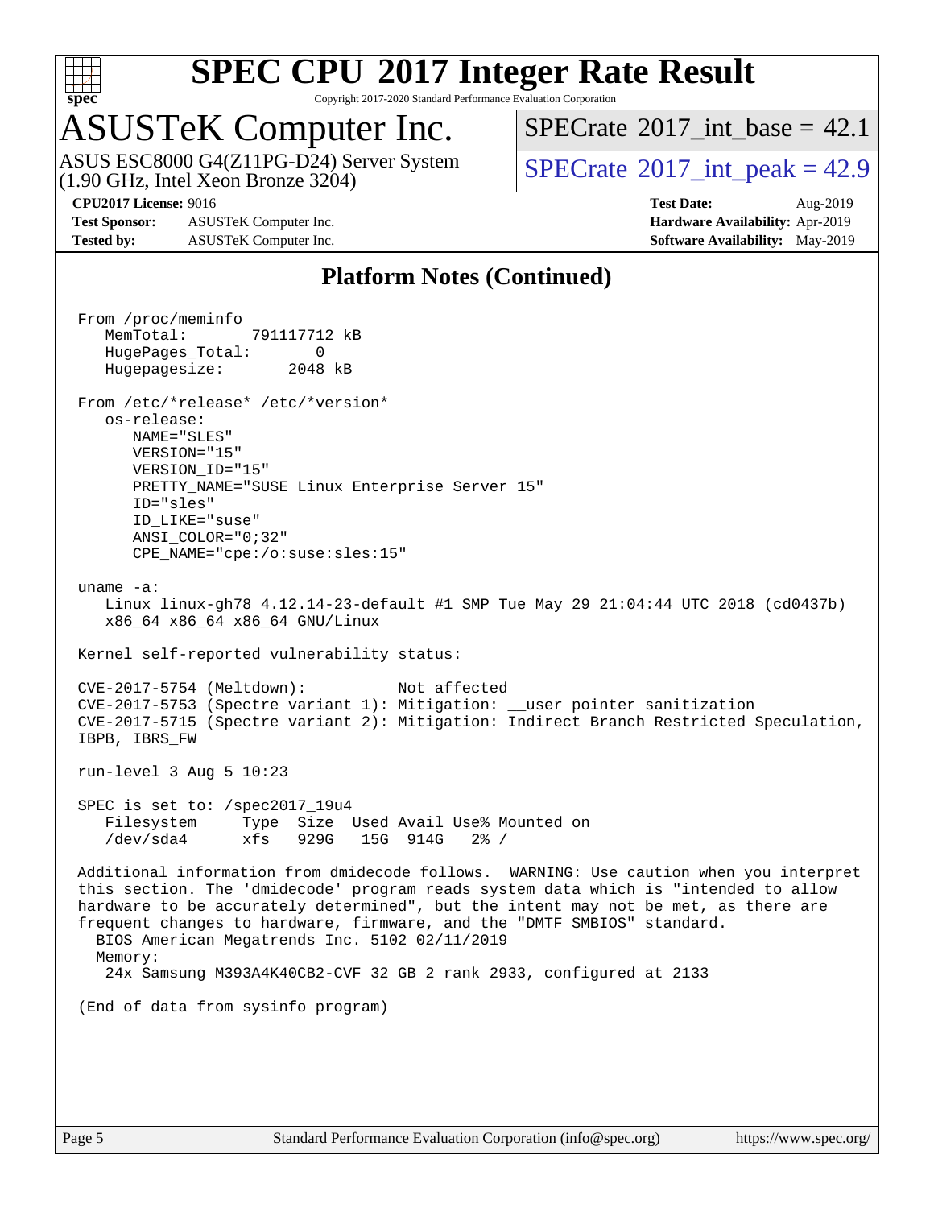# Platform Notes (Continued)

```
From /proc/meminfo
   MemTotal:       791117712 kB
   HugePages_Total:       0
   Hugepagesize:       2048 kB

From /etc/*release* /etc/*version*
   os-release:
      NAME="SLES"
      VERSION="15"
      VERSION_ID="15"
      PRETTY_NAME="SUSE Linux Enterprise Server 15"
      ID="sles"
      ID_LIKE="suse"
      ANSI_COLOR="0;32"
      CPE_NAME="cpe:/o:suse:sles:15"

uname -a:
   Linux linux-gh78 4.12.14-23-default #1 SMP Tue May 29 21:04:44 UTC 2018 (cd0437b)
   x86_64 x86_64 x86_64 GNU/Linux

Kernel self-reported vulnerability status:

CVE-2017-5754 (Meltdown):          Not affected
CVE-2017-5753 (Spectre variant 1): Mitigation: __user pointer sanitization
CVE-2017-5715 (Spectre variant 2): Mitigation: Indirect Branch Restricted Speculation,
IBPB, IBRS_FW

run-level 3 Aug 5 10:23

SPEC is set to: /spec2017_19u4
   Filesystem     Type  Size  Used Avail Use% Mounted on
   /dev/sda4      xfs   929G   15G  914G   2% /

Additional information from dmidecode follows.  WARNING: Use caution when you interpret
this section. The 'dmidecode' program reads system data which is "intended to allow
hardware to be accurately determined", but the intent may not be met, as there are
frequent changes to hardware, firmware, and the "DMTF SMBIOS" standard.
  BIOS American Megatrends Inc. 5102 02/11/2019
  Memory:
    24x Samsung M393A4K40CB2-CVF 32 GB 2 rank 2933, configured at 2133

(End of data from sysinfo program)
```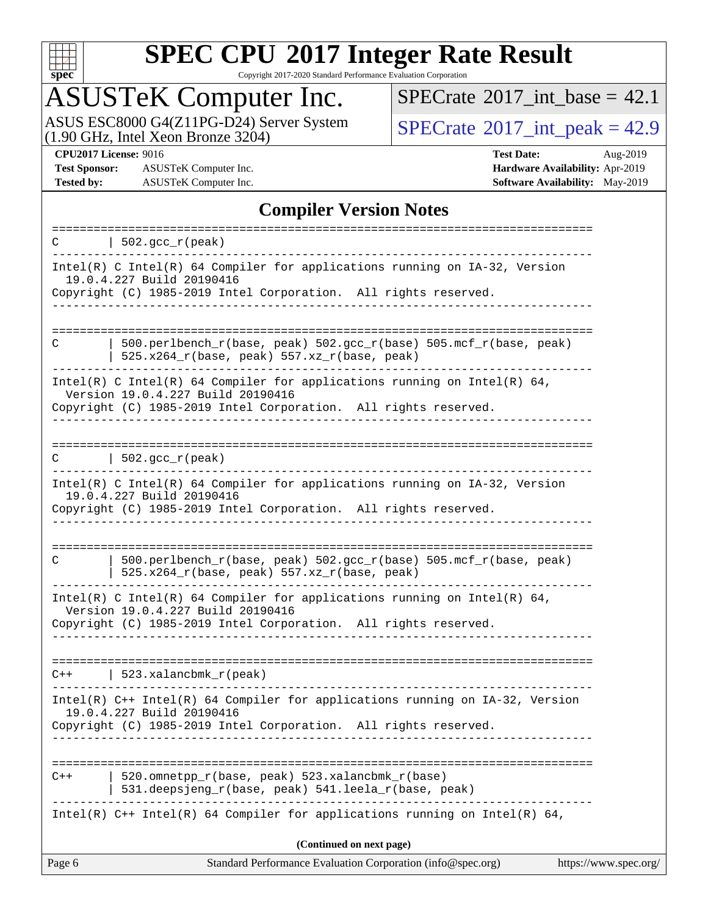# SPEC CPU 2017 Integer Rate Result

Copyright 2017-2020 Standard Performance Evaluation Corporation

## ASUSTeK Computer Inc.

ASUS ESC8000 G4(Z11PG-D24) Server System (1.90 GHz, Intel Xeon Bronze 3204)

SPECrate 2017_int_base = 42.1

SPECrate 2017_int_peak = 42.9

**CPU2017 License:** 9016
**Test Sponsor:** ASUSTeK Computer Inc.
**Tested by:** ASUSTeK Computer Inc.

**Test Date:** Aug-2019
**Hardware Availability:** Apr-2019
**Software Availability:** May-2019

## Compiler Version Notes

```
==============================================================================
C       | 502.gcc_r(peak)
------------------------------------------------------------------------------
Intel(R) C Intel(R) 64 Compiler for applications running on IA-32, Version
  19.0.4.227 Build 20190416
Copyright (C) 1985-2019 Intel Corporation.  All rights reserved.
------------------------------------------------------------------------------

==============================================================================
C       | 500.perlbench_r(base, peak) 502.gcc_r(base) 505.mcf_r(base, peak)
        | 525.x264_r(base, peak) 557.xz_r(base, peak)
------------------------------------------------------------------------------
Intel(R) C Intel(R) 64 Compiler for applications running on Intel(R) 64,
  Version 19.0.4.227 Build 20190416
Copyright (C) 1985-2019 Intel Corporation.  All rights reserved.
------------------------------------------------------------------------------

==============================================================================
C       | 502.gcc_r(peak)
------------------------------------------------------------------------------
Intel(R) C Intel(R) 64 Compiler for applications running on IA-32, Version
  19.0.4.227 Build 20190416
Copyright (C) 1985-2019 Intel Corporation.  All rights reserved.
------------------------------------------------------------------------------

==============================================================================
C       | 500.perlbench_r(base, peak) 502.gcc_r(base) 505.mcf_r(base, peak)
        | 525.x264_r(base, peak) 557.xz_r(base, peak)
------------------------------------------------------------------------------
Intel(R) C Intel(R) 64 Compiler for applications running on Intel(R) 64,
  Version 19.0.4.227 Build 20190416
Copyright (C) 1985-2019 Intel Corporation.  All rights reserved.
------------------------------------------------------------------------------

==============================================================================
C++     | 523.xalancbmk_r(peak)
------------------------------------------------------------------------------
Intel(R) C++ Intel(R) 64 Compiler for applications running on IA-32, Version
  19.0.4.227 Build 20190416
Copyright (C) 1985-2019 Intel Corporation.  All rights reserved.
------------------------------------------------------------------------------

==============================================================================
C++     | 520.omnetpp_r(base, peak) 523.xalancbmk_r(base)
        | 531.deepsjeng_r(base, peak) 541.leela_r(base, peak)
------------------------------------------------------------------------------
Intel(R) C++ Intel(R) 64 Compiler for applications running on Intel(R) 64,
```

**(Continued on next page)**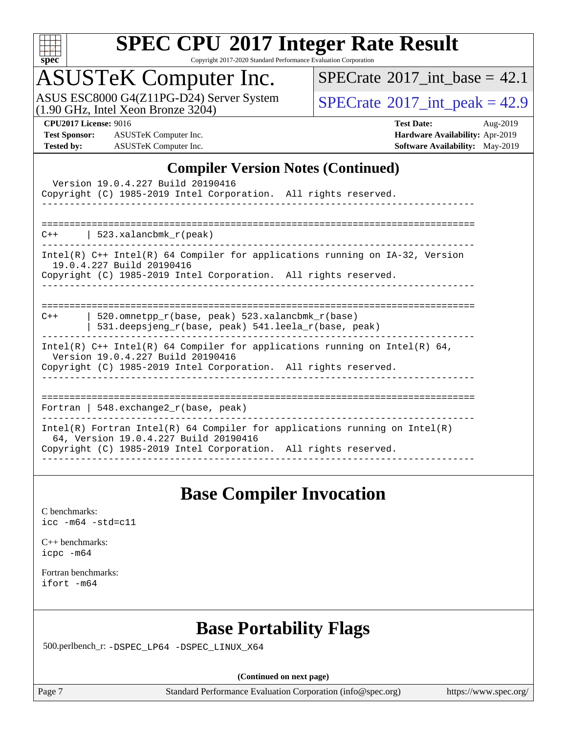## Compiler Version Notes (Continued)

```
  Version 19.0.4.227 Build 20190416
Copyright (C) 1985-2019 Intel Corporation.  All rights reserved.
------------------------------------------------------------------------------

==============================================================================
C++     | 523.xalancbmk_r(peak)
------------------------------------------------------------------------------
Intel(R) C++ Intel(R) 64 Compiler for applications running on IA-32, Version
  19.0.4.227 Build 20190416
Copyright (C) 1985-2019 Intel Corporation.  All rights reserved.
------------------------------------------------------------------------------

==============================================================================
C++     | 520.omnetpp_r(base, peak) 523.xalancbmk_r(base)
        | 531.deepsjeng_r(base, peak) 541.leela_r(base, peak)
------------------------------------------------------------------------------
Intel(R) C++ Intel(R) 64 Compiler for applications running on Intel(R) 64,
  Version 19.0.4.227 Build 20190416
Copyright (C) 1985-2019 Intel Corporation.  All rights reserved.
------------------------------------------------------------------------------

==============================================================================
Fortran | 548.exchange2_r(base, peak)
------------------------------------------------------------------------------
Intel(R) Fortran Intel(R) 64 Compiler for applications running on Intel(R)
  64, Version 19.0.4.227 Build 20190416
Copyright (C) 1985-2019 Intel Corporation.  All rights reserved.
------------------------------------------------------------------------------
```

## Base Compiler Invocation

C benchmarks:
icc -m64 -std=c11

C++ benchmarks:
icpc -m64

Fortran benchmarks:
ifort -m64

## Base Portability Flags

500.perlbench_r: -DSPEC_LP64 -DSPEC_LINUX_X64

(Continued on next page)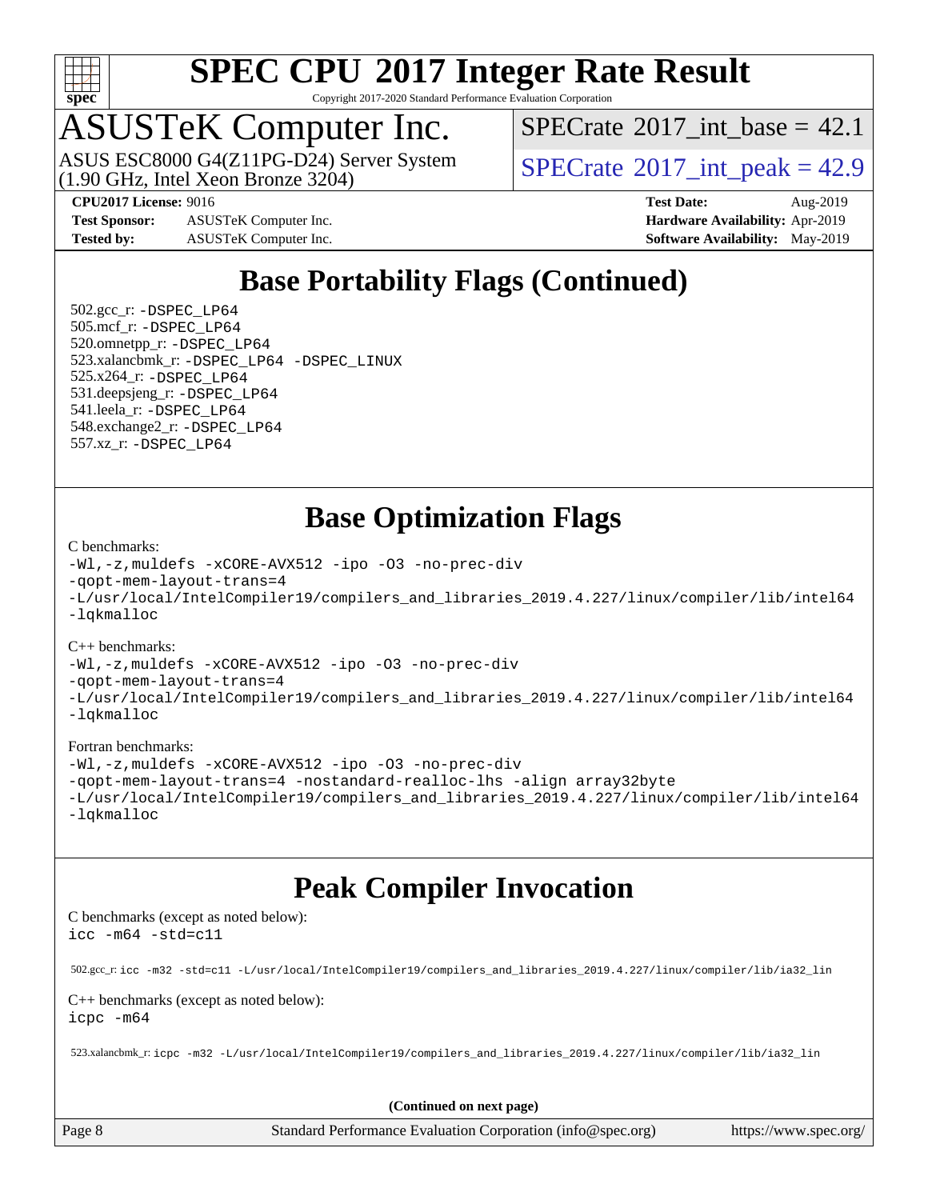# SPEC CPU 2017 Integer Rate Result

Copyright 2017-2020 Standard Performance Evaluation Corporation

## ASUSTeK Computer Inc.

ASUS ESC8000 G4(Z11PG-D24) Server System
(1.90 GHz, Intel Xeon Bronze 3204)

SPECrate 2017_int_base = 42.1

SPECrate 2017_int_peak = 42.9

**CPU2017 License:** 9016
**Test Sponsor:** ASUSTeK Computer Inc.
**Tested by:** ASUSTeK Computer Inc.

**Test Date:** Aug-2019
**Hardware Availability:** Apr-2019
**Software Availability:** May-2019

## Base Portability Flags (Continued)

502.gcc_r: -DSPEC_LP64
505.mcf_r: -DSPEC_LP64
520.omnetpp_r: -DSPEC_LP64
523.xalancbmk_r: -DSPEC_LP64 -DSPEC_LINUX
525.x264_r: -DSPEC_LP64
531.deepsjeng_r: -DSPEC_LP64
541.leela_r: -DSPEC_LP64
548.exchange2_r: -DSPEC_LP64
557.xz_r: -DSPEC_LP64

## Base Optimization Flags

C benchmarks:
-Wl,-z,muldefs -xCORE-AVX512 -ipo -O3 -no-prec-div
-qopt-mem-layout-trans=4
-L/usr/local/IntelCompiler19/compilers_and_libraries_2019.4.227/linux/compiler/lib/intel64
-lqkmalloc

C++ benchmarks:
-Wl,-z,muldefs -xCORE-AVX512 -ipo -O3 -no-prec-div
-qopt-mem-layout-trans=4
-L/usr/local/IntelCompiler19/compilers_and_libraries_2019.4.227/linux/compiler/lib/intel64
-lqkmalloc

Fortran benchmarks:
-Wl,-z,muldefs -xCORE-AVX512 -ipo -O3 -no-prec-div
-qopt-mem-layout-trans=4 -nostandard-realloc-lhs -align array32byte
-L/usr/local/IntelCompiler19/compilers_and_libraries_2019.4.227/linux/compiler/lib/intel64
-lqkmalloc

## Peak Compiler Invocation

C benchmarks (except as noted below):
icc -m64 -std=c11

502.gcc_r: icc -m32 -std=c11 -L/usr/local/IntelCompiler19/compilers_and_libraries_2019.4.227/linux/compiler/lib/ia32_lin

C++ benchmarks (except as noted below):
icpc -m64

523.xalancbmk_r: icpc -m32 -L/usr/local/IntelCompiler19/compilers_and_libraries_2019.4.227/linux/compiler/lib/ia32_lin

**(Continued on next page)**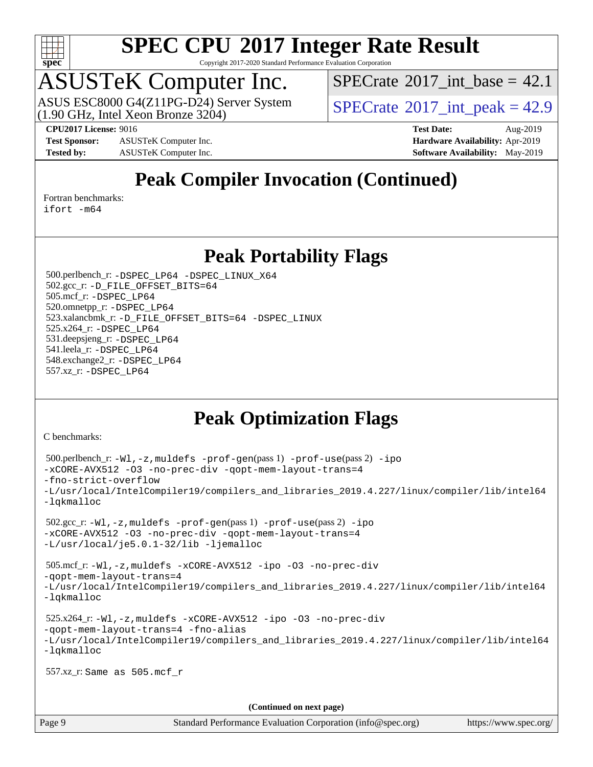# SPEC CPU 2017 Integer Rate Result

Copyright 2017-2020 Standard Performance Evaluation Corporation

## ASUSTeK Computer Inc.

ASUS ESC8000 G4(Z11PG-D24) Server System
(1.90 GHz, Intel Xeon Bronze 3204)

SPECrate 2017_int_base = 42.1

SPECrate 2017_int_peak = 42.9

**CPU2017 License:** 9016
**Test Sponsor:** ASUSTeK Computer Inc.
**Tested by:** ASUSTeK Computer Inc.

**Test Date:** Aug-2019
**Hardware Availability:** Apr-2019
**Software Availability:** May-2019

## Peak Compiler Invocation (Continued)

Fortran benchmarks:
ifort -m64

## Peak Portability Flags

500.perlbench_r: -DSPEC_LP64 -DSPEC_LINUX_X64
502.gcc_r: -D_FILE_OFFSET_BITS=64
505.mcf_r: -DSPEC_LP64
520.omnetpp_r: -DSPEC_LP64
523.xalancbmk_r: -D_FILE_OFFSET_BITS=64 -DSPEC_LINUX
525.x264_r: -DSPEC_LP64
531.deepsjeng_r: -DSPEC_LP64
541.leela_r: -DSPEC_LP64
548.exchange2_r: -DSPEC_LP64
557.xz_r: -DSPEC_LP64

## Peak Optimization Flags

C benchmarks:

500.perlbench_r: -Wl,-z,muldefs -prof-gen(pass 1) -prof-use(pass 2) -ipo -xCORE-AVX512 -O3 -no-prec-div -qopt-mem-layout-trans=4 -fno-strict-overflow -L/usr/local/IntelCompiler19/compilers_and_libraries_2019.4.227/linux/compiler/lib/intel64 -lqkmalloc

502.gcc_r: -Wl,-z,muldefs -prof-gen(pass 1) -prof-use(pass 2) -ipo -xCORE-AVX512 -O3 -no-prec-div -qopt-mem-layout-trans=4 -L/usr/local/je5.0.1-32/lib -ljemalloc

505.mcf_r: -Wl,-z,muldefs -xCORE-AVX512 -ipo -O3 -no-prec-div -qopt-mem-layout-trans=4 -L/usr/local/IntelCompiler19/compilers_and_libraries_2019.4.227/linux/compiler/lib/intel64 -lqkmalloc

525.x264_r: -Wl,-z,muldefs -xCORE-AVX512 -ipo -O3 -no-prec-div -qopt-mem-layout-trans=4 -fno-alias -L/usr/local/IntelCompiler19/compilers_and_libraries_2019.4.227/linux/compiler/lib/intel64 -lqkmalloc

557.xz_r: Same as 505.mcf_r

**(Continued on next page)**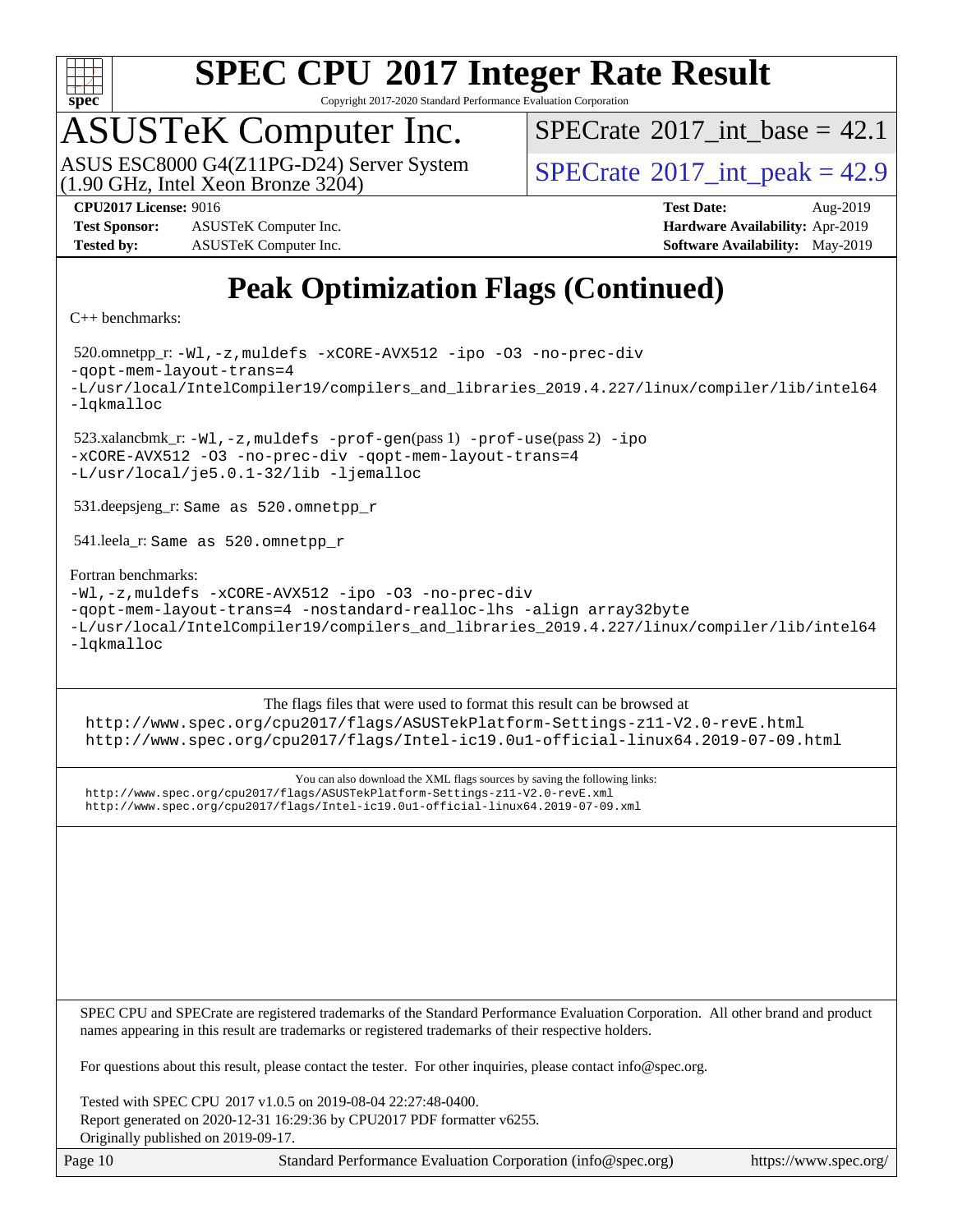# Peak Optimization Flags (Continued)

C++ benchmarks:

520.omnetpp_r: `-Wl,-z,muldefs -xCORE-AVX512 -ipo -O3 -no-prec-div -qopt-mem-layout-trans=4 -L/usr/local/IntelCompiler19/compilers_and_libraries_2019.4.227/linux/compiler/lib/intel64 -lqkmalloc`

523.xalancbmk_r: `-Wl,-z,muldefs -prof-gen`(pass 1) `-prof-use`(pass 2) `-ipo -xCORE-AVX512 -O3 -no-prec-div -qopt-mem-layout-trans=4 -L/usr/local/je5.0.1-32/lib -ljemalloc`

531.deepsjeng_r: Same as 520.omnetpp_r

541.leela_r: Same as 520.omnetpp_r

Fortran benchmarks:

`-Wl,-z,muldefs -xCORE-AVX512 -ipo -O3 -no-prec-div -qopt-mem-layout-trans=4 -nostandard-realloc-lhs -align array32byte -L/usr/local/IntelCompiler19/compilers_and_libraries_2019.4.227/linux/compiler/lib/intel64 -lqkmalloc`

The flags files that were used to format this result can be browsed at
http://www.spec.org/cpu2017/flags/ASUSTekPlatform-Settings-z11-V2.0-revE.html
http://www.spec.org/cpu2017/flags/Intel-ic19.0u1-official-linux64.2019-07-09.html

You can also download the XML flags sources by saving the following links:
http://www.spec.org/cpu2017/flags/ASUSTekPlatform-Settings-z11-V2.0-revE.xml
http://www.spec.org/cpu2017/flags/Intel-ic19.0u1-official-linux64.2019-07-09.xml

SPEC CPU and SPECrate are registered trademarks of the Standard Performance Evaluation Corporation. All other brand and product names appearing in this result are trademarks or registered trademarks of their respective holders.

For questions about this result, please contact the tester. For other inquiries, please contact info@spec.org.

Tested with SPEC CPU 2017 v1.0.5 on 2019-08-04 22:27:48-0400.
Report generated on 2020-12-31 16:29:36 by CPU2017 PDF formatter v6255.
Originally published on 2019-09-17.